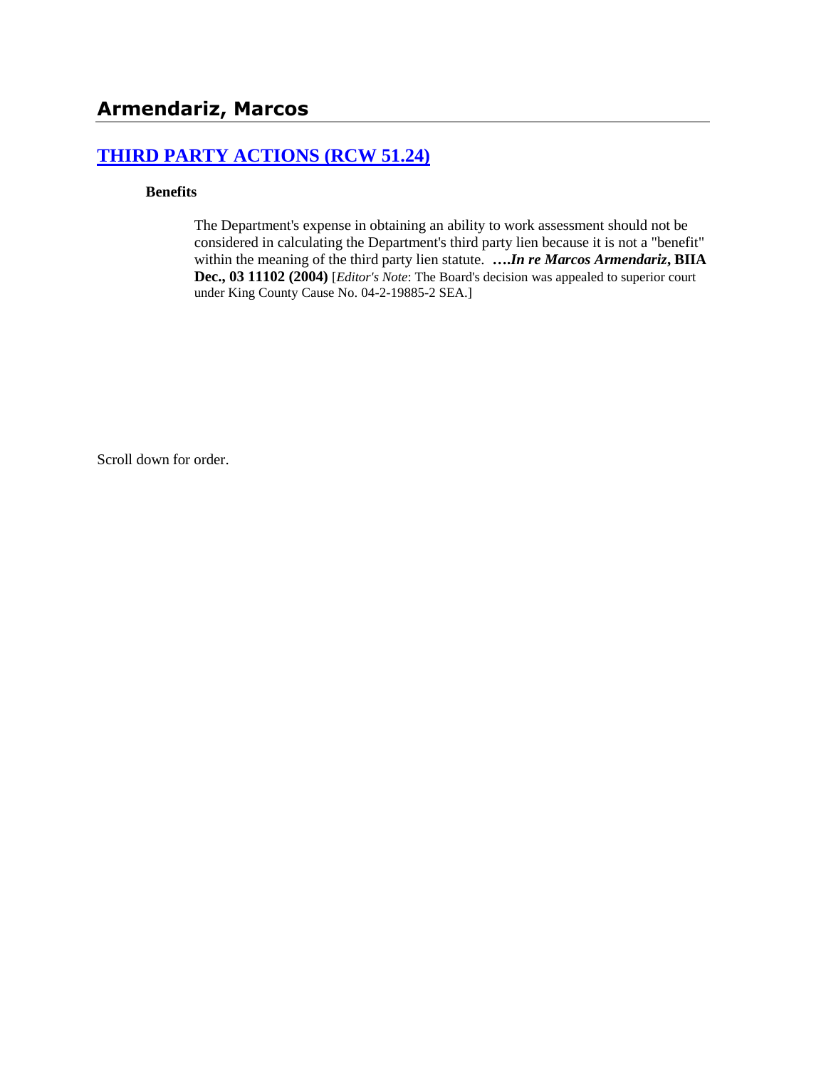## Armendariz, Marcos

### [THIRD PARTY ACTIONS (RCW 51.24)]

**Benefits**

The Department's expense in obtaining an ability to work assessment should not be considered in calculating the Department's third party lien because it is not a "benefit" within the meaning of the third party lien statute. ***….In re Marcos Armendariz*, BIIA Dec., 03 11102 (2004)** [*Editor's Note*: The Board's decision was appealed to superior court under King County Cause No. 04-2-19885-2 SEA.]

Scroll down for order.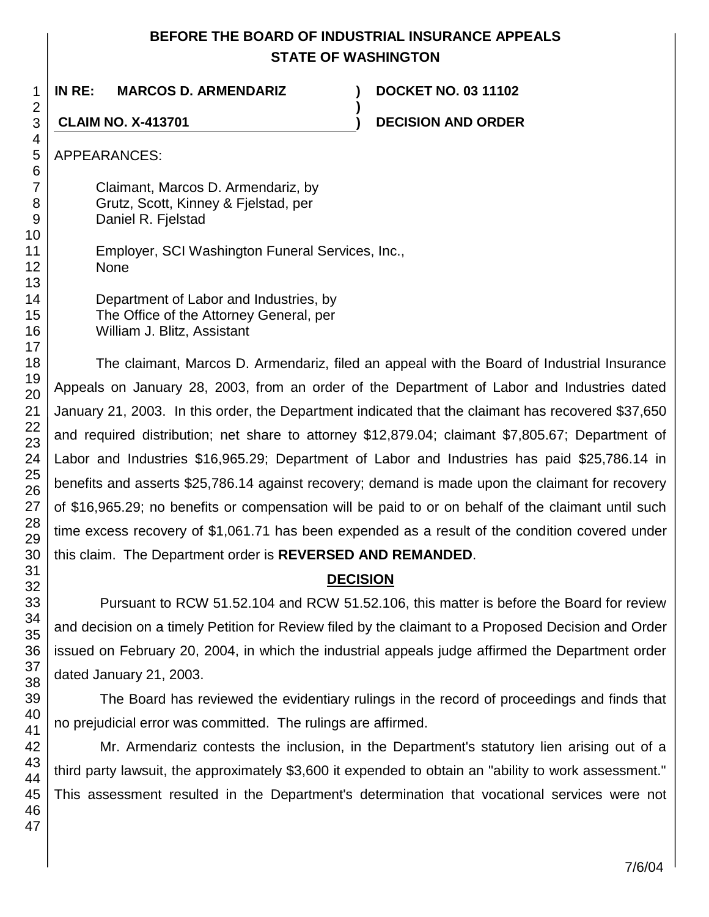# BEFORE THE BOARD OF INDUSTRIAL INSURANCE APPEALS
## STATE OF WASHINGTON

**IN RE: MARCOS D. ARMENDARIZ** ) **DOCKET NO. 03 11102**
)
**CLAIM NO. X-413701** ) **DECISION AND ORDER**

APPEARANCES:

Claimant, Marcos D. Armendariz, by
Grutz, Scott, Kinney & Fjelstad, per
Daniel R. Fjelstad

Employer, SCI Washington Funeral Services, Inc.,
None

Department of Labor and Industries, by
The Office of the Attorney General, per
William J. Blitz, Assistant

The claimant, Marcos D. Armendariz, filed an appeal with the Board of Industrial Insurance Appeals on January 28, 2003, from an order of the Department of Labor and Industries dated January 21, 2003. In this order, the Department indicated that the claimant has recovered $37,650 and required distribution; net share to attorney $12,879.04; claimant $7,805.67; Department of Labor and Industries $16,965.29; Department of Labor and Industries has paid $25,786.14 in benefits and asserts $25,786.14 against recovery; demand is made upon the claimant for recovery of $16,965.29; no benefits or compensation will be paid to or on behalf of the claimant until such time excess recovery of $1,061.71 has been expended as a result of the condition covered under this claim. The Department order is **REVERSED AND REMANDED**.

## DECISION

Pursuant to RCW 51.52.104 and RCW 51.52.106, this matter is before the Board for review and decision on a timely Petition for Review filed by the claimant to a Proposed Decision and Order issued on February 20, 2004, in which the industrial appeals judge affirmed the Department order dated January 21, 2003.

The Board has reviewed the evidentiary rulings in the record of proceedings and finds that no prejudicial error was committed. The rulings are affirmed.

Mr. Armendariz contests the inclusion, in the Department's statutory lien arising out of a third party lawsuit, the approximately $3,600 it expended to obtain an "ability to work assessment." This assessment resulted in the Department's determination that vocational services were not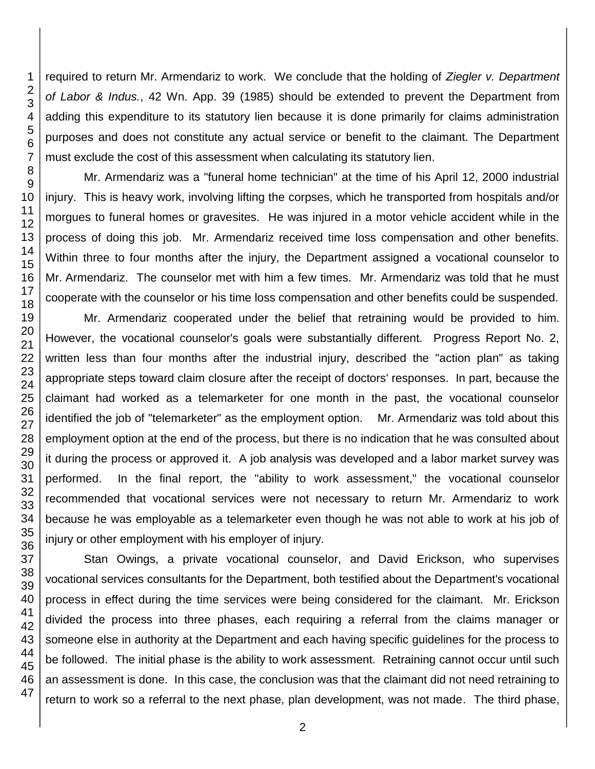required to return Mr. Armendariz to work. We conclude that the holding of *Ziegler v. Department of Labor & Indus.*, 42 Wn. App. 39 (1985) should be extended to prevent the Department from adding this expenditure to its statutory lien because it is done primarily for claims administration purposes and does not constitute any actual service or benefit to the claimant. The Department must exclude the cost of this assessment when calculating its statutory lien.

Mr. Armendariz was a "funeral home technician" at the time of his April 12, 2000 industrial injury. This is heavy work, involving lifting the corpses, which he transported from hospitals and/or morgues to funeral homes or gravesites. He was injured in a motor vehicle accident while in the process of doing this job. Mr. Armendariz received time loss compensation and other benefits. Within three to four months after the injury, the Department assigned a vocational counselor to Mr. Armendariz. The counselor met with him a few times. Mr. Armendariz was told that he must cooperate with the counselor or his time loss compensation and other benefits could be suspended.

Mr. Armendariz cooperated under the belief that retraining would be provided to him. However, the vocational counselor's goals were substantially different. Progress Report No. 2, written less than four months after the industrial injury, described the "action plan" as taking appropriate steps toward claim closure after the receipt of doctors' responses. In part, because the claimant had worked as a telemarketer for one month in the past, the vocational counselor identified the job of "telemarketer" as the employment option. Mr. Armendariz was told about this employment option at the end of the process, but there is no indication that he was consulted about it during the process or approved it. A job analysis was developed and a labor market survey was performed. In the final report, the "ability to work assessment," the vocational counselor recommended that vocational services were not necessary to return Mr. Armendariz to work because he was employable as a telemarketer even though he was not able to work at his job of injury or other employment with his employer of injury.

Stan Owings, a private vocational counselor, and David Erickson, who supervises vocational services consultants for the Department, both testified about the Department's vocational process in effect during the time services were being considered for the claimant. Mr. Erickson divided the process into three phases, each requiring a referral from the claims manager or someone else in authority at the Department and each having specific guidelines for the process to be followed. The initial phase is the ability to work assessment. Retraining cannot occur until such an assessment is done. In this case, the conclusion was that the claimant did not need retraining to return to work so a referral to the next phase, plan development, was not made. The third phase,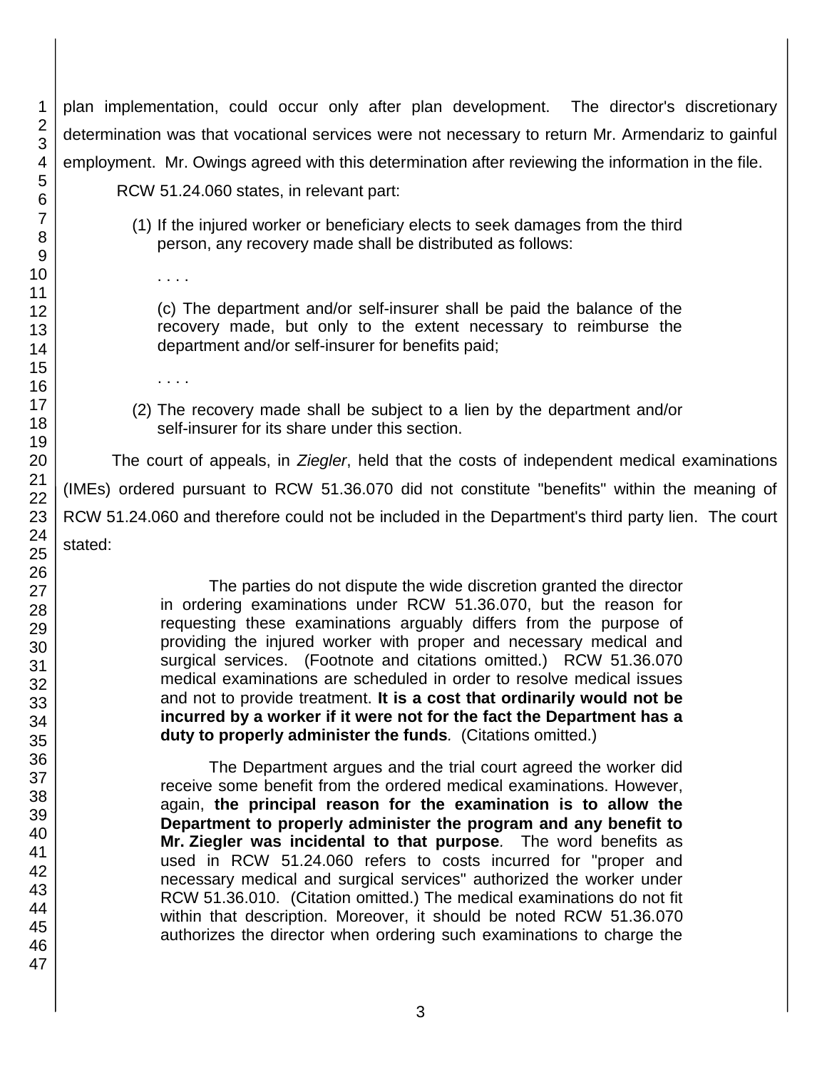plan implementation, could occur only after plan development. The director's discretionary determination was that vocational services were not necessary to return Mr. Armendariz to gainful employment. Mr. Owings agreed with this determination after reviewing the information in the file.

RCW 51.24.060 states, in relevant part:

> (1) If the injured worker or beneficiary elects to seek damages from the third person, any recovery made shall be distributed as follows:
>
> . . . .
>
> (c) The department and/or self-insurer shall be paid the balance of the recovery made, but only to the extent necessary to reimburse the department and/or self-insurer for benefits paid;
>
> . . . .
>
> (2) The recovery made shall be subject to a lien by the department and/or self-insurer for its share under this section.

The court of appeals, in *Ziegler*, held that the costs of independent medical examinations (IMEs) ordered pursuant to RCW 51.36.070 did not constitute "benefits" within the meaning of RCW 51.24.060 and therefore could not be included in the Department's third party lien. The court stated:

> The parties do not dispute the wide discretion granted the director in ordering examinations under RCW 51.36.070, but the reason for requesting these examinations arguably differs from the purpose of providing the injured worker with proper and necessary medical and surgical services. (Footnote and citations omitted.) RCW 51.36.070 medical examinations are scheduled in order to resolve medical issues and not to provide treatment. **It is a cost that ordinarily would not be incurred by a worker if it were not for the fact the Department has a duty to properly administer the funds**. (Citations omitted.)
>
> The Department argues and the trial court agreed the worker did receive some benefit from the ordered medical examinations. However, again, **the principal reason for the examination is to allow the Department to properly administer the program and any benefit to Mr. Ziegler was incidental to that purpose**. The word benefits as used in RCW 51.24.060 refers to costs incurred for "proper and necessary medical and surgical services" authorized the worker under RCW 51.36.010. (Citation omitted.) The medical examinations do not fit within that description. Moreover, it should be noted RCW 51.36.070 authorizes the director when ordering such examinations to charge the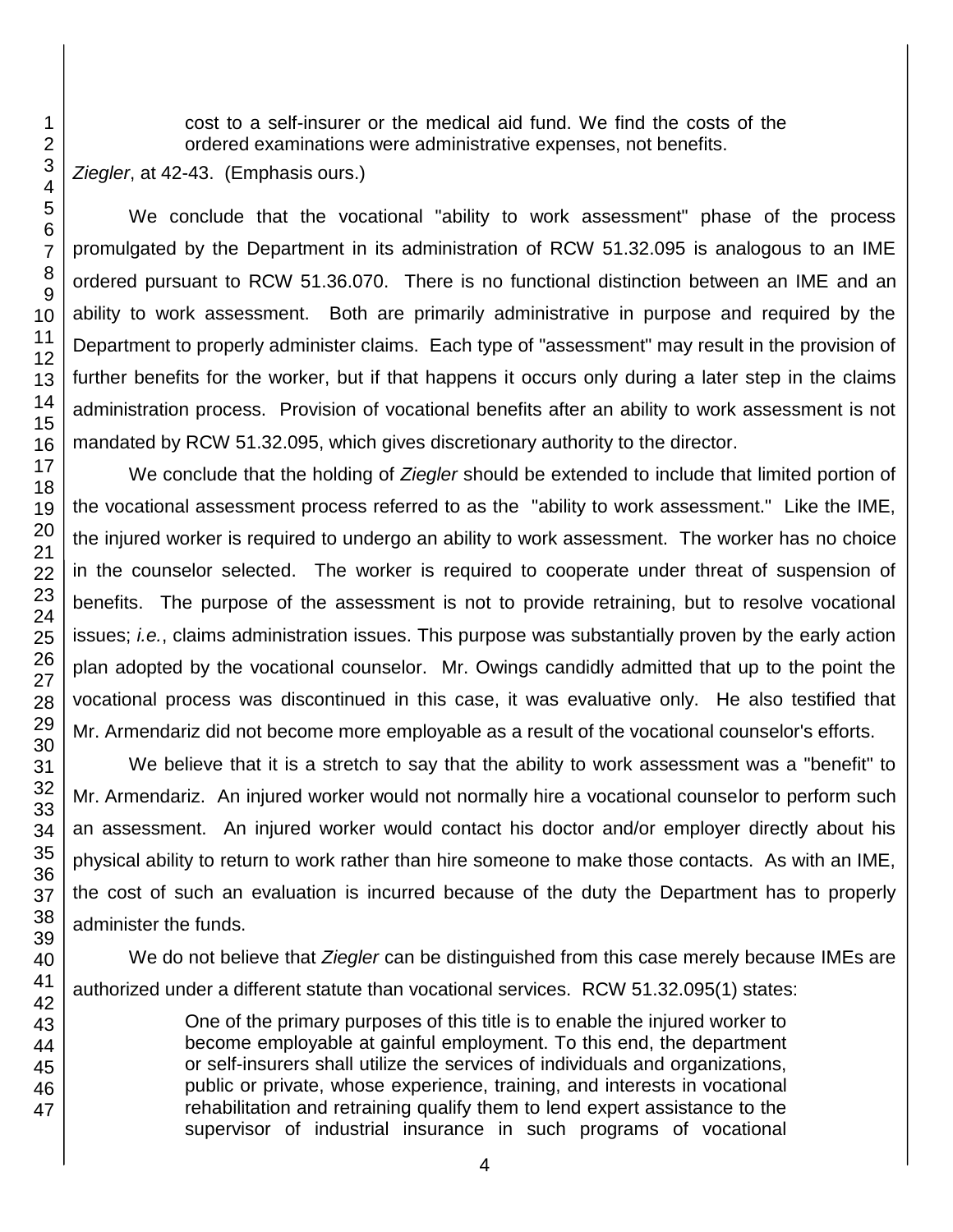> cost to a self-insurer or the medical aid fund. We find the costs of the ordered examinations were administrative expenses, not benefits.

*Ziegler*, at 42-43. (Emphasis ours.)

We conclude that the vocational "ability to work assessment" phase of the process promulgated by the Department in its administration of RCW 51.32.095 is analogous to an IME ordered pursuant to RCW 51.36.070. There is no functional distinction between an IME and an ability to work assessment. Both are primarily administrative in purpose and required by the Department to properly administer claims. Each type of "assessment" may result in the provision of further benefits for the worker, but if that happens it occurs only during a later step in the claims administration process. Provision of vocational benefits after an ability to work assessment is not mandated by RCW 51.32.095, which gives discretionary authority to the director.

We conclude that the holding of *Ziegler* should be extended to include that limited portion of the vocational assessment process referred to as the "ability to work assessment." Like the IME, the injured worker is required to undergo an ability to work assessment. The worker has no choice in the counselor selected. The worker is required to cooperate under threat of suspension of benefits. The purpose of the assessment is not to provide retraining, but to resolve vocational issues; *i.e.*, claims administration issues. This purpose was substantially proven by the early action plan adopted by the vocational counselor. Mr. Owings candidly admitted that up to the point the vocational process was discontinued in this case, it was evaluative only. He also testified that Mr. Armendariz did not become more employable as a result of the vocational counselor's efforts.

We believe that it is a stretch to say that the ability to work assessment was a "benefit" to Mr. Armendariz. An injured worker would not normally hire a vocational counselor to perform such an assessment. An injured worker would contact his doctor and/or employer directly about his physical ability to return to work rather than hire someone to make those contacts. As with an IME, the cost of such an evaluation is incurred because of the duty the Department has to properly administer the funds.

We do not believe that *Ziegler* can be distinguished from this case merely because IMEs are authorized under a different statute than vocational services. RCW 51.32.095(1) states:

> One of the primary purposes of this title is to enable the injured worker to become employable at gainful employment. To this end, the department or self-insurers shall utilize the services of individuals and organizations, public or private, whose experience, training, and interests in vocational rehabilitation and retraining qualify them to lend expert assistance to the supervisor of industrial insurance in such programs of vocational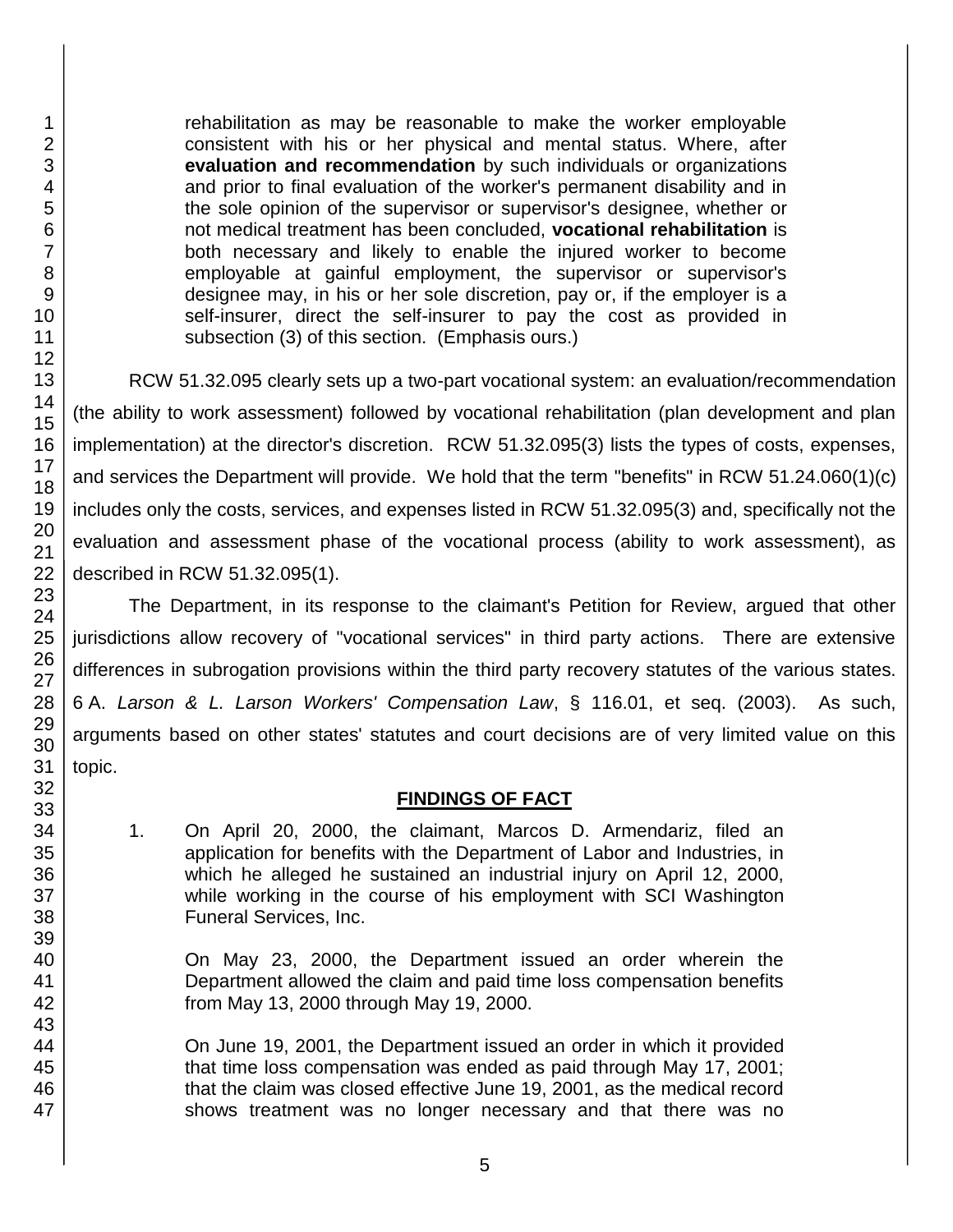> rehabilitation as may be reasonable to make the worker employable consistent with his or her physical and mental status. Where, after **evaluation and recommendation** by such individuals or organizations and prior to final evaluation of the worker's permanent disability and in the sole opinion of the supervisor or supervisor's designee, whether or not medical treatment has been concluded, **vocational rehabilitation** is both necessary and likely to enable the injured worker to become employable at gainful employment, the supervisor or supervisor's designee may, in his or her sole discretion, pay or, if the employer is a self-insurer, direct the self-insurer to pay the cost as provided in subsection (3) of this section. (Emphasis ours.)

RCW 51.32.095 clearly sets up a two-part vocational system: an evaluation/recommendation (the ability to work assessment) followed by vocational rehabilitation (plan development and plan implementation) at the director's discretion. RCW 51.32.095(3) lists the types of costs, expenses, and services the Department will provide. We hold that the term "benefits" in RCW 51.24.060(1)(c) includes only the costs, services, and expenses listed in RCW 51.32.095(3) and, specifically not the evaluation and assessment phase of the vocational process (ability to work assessment), as described in RCW 51.32.095(1).

The Department, in its response to the claimant's Petition for Review, argued that other jurisdictions allow recovery of "vocational services" in third party actions. There are extensive differences in subrogation provisions within the third party recovery statutes of the various states. 6 A. *Larson & L. Larson Workers' Compensation Law*, § 116.01, et seq. (2003). As such, arguments based on other states' statutes and court decisions are of very limited value on this topic.

## FINDINGS OF FACT

1. On April 20, 2000, the claimant, Marcos D. Armendariz, filed an application for benefits with the Department of Labor and Industries, in which he alleged he sustained an industrial injury on April 12, 2000, while working in the course of his employment with SCI Washington Funeral Services, Inc.

   On May 23, 2000, the Department issued an order wherein the Department allowed the claim and paid time loss compensation benefits from May 13, 2000 through May 19, 2000.

   On June 19, 2001, the Department issued an order in which it provided that time loss compensation was ended as paid through May 17, 2001; that the claim was closed effective June 19, 2001, as the medical record shows treatment was no longer necessary and that there was no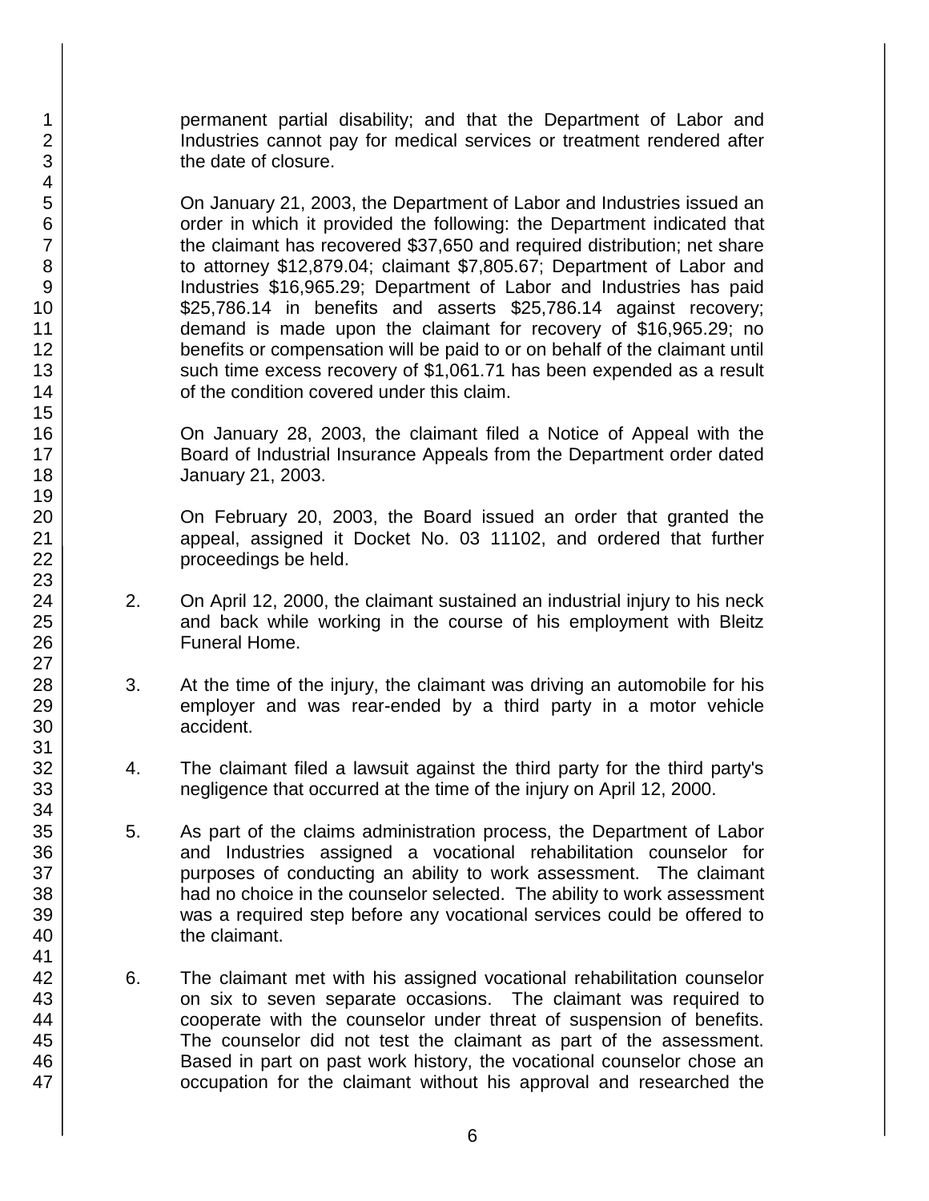permanent partial disability; and that the Department of Labor and Industries cannot pay for medical services or treatment rendered after the date of closure.

On January 21, 2003, the Department of Labor and Industries issued an order in which it provided the following: the Department indicated that the claimant has recovered $37,650 and required distribution; net share to attorney $12,879.04; claimant $7,805.67; Department of Labor and Industries $16,965.29; Department of Labor and Industries has paid $25,786.14 in benefits and asserts $25,786.14 against recovery; demand is made upon the claimant for recovery of $16,965.29; no benefits or compensation will be paid to or on behalf of the claimant until such time excess recovery of $1,061.71 has been expended as a result of the condition covered under this claim.

On January 28, 2003, the claimant filed a Notice of Appeal with the Board of Industrial Insurance Appeals from the Department order dated January 21, 2003.

On February 20, 2003, the Board issued an order that granted the appeal, assigned it Docket No. 03 11102, and ordered that further proceedings be held.

2. On April 12, 2000, the claimant sustained an industrial injury to his neck and back while working in the course of his employment with Bleitz Funeral Home.

3. At the time of the injury, the claimant was driving an automobile for his employer and was rear-ended by a third party in a motor vehicle accident.

4. The claimant filed a lawsuit against the third party for the third party's negligence that occurred at the time of the injury on April 12, 2000.

5. As part of the claims administration process, the Department of Labor and Industries assigned a vocational rehabilitation counselor for purposes of conducting an ability to work assessment. The claimant had no choice in the counselor selected. The ability to work assessment was a required step before any vocational services could be offered to the claimant.

6. The claimant met with his assigned vocational rehabilitation counselor on six to seven separate occasions. The claimant was required to cooperate with the counselor under threat of suspension of benefits. The counselor did not test the claimant as part of the assessment. Based in part on past work history, the vocational counselor chose an occupation for the claimant without his approval and researched the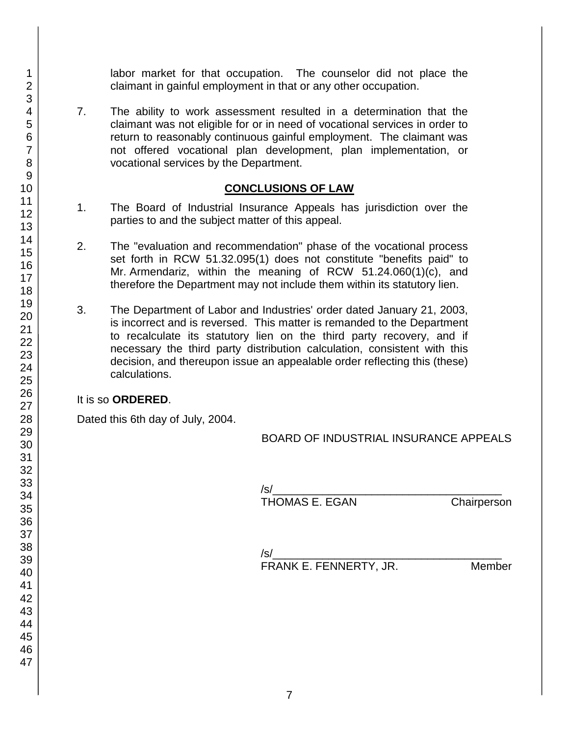labor market for that occupation. The counselor did not place the claimant in gainful employment in that or any other occupation.

7. The ability to work assessment resulted in a determination that the claimant was not eligible for or in need of vocational services in order to return to reasonably continuous gainful employment. The claimant was not offered vocational plan development, plan implementation, or vocational services by the Department.

## CONCLUSIONS OF LAW

1. The Board of Industrial Insurance Appeals has jurisdiction over the parties to and the subject matter of this appeal.

2. The "evaluation and recommendation" phase of the vocational process set forth in RCW 51.32.095(1) does not constitute "benefits paid" to Mr. Armendariz, within the meaning of RCW 51.24.060(1)(c), and therefore the Department may not include them within its statutory lien.

3. The Department of Labor and Industries' order dated January 21, 2003, is incorrect and is reversed. This matter is remanded to the Department to recalculate its statutory lien on the third party recovery, and if necessary the third party distribution calculation, consistent with this decision, and thereupon issue an appealable order reflecting this (these) calculations.

It is so **ORDERED**.

Dated this 6th day of July, 2004.

BOARD OF INDUSTRIAL INSURANCE APPEALS

/s/\_\_\_\_\_\_\_\_\_\_\_\_\_\_\_\_\_\_\_\_\_\_\_\_\_\_\_\_\_\_\_\_\_\_\_\_\_
THOMAS E. EGAN Chairperson

/s/\_\_\_\_\_\_\_\_\_\_\_\_\_\_\_\_\_\_\_\_\_\_\_\_\_\_\_\_\_\_\_\_\_\_\_\_\_
FRANK E. FENNERTY, JR. Member